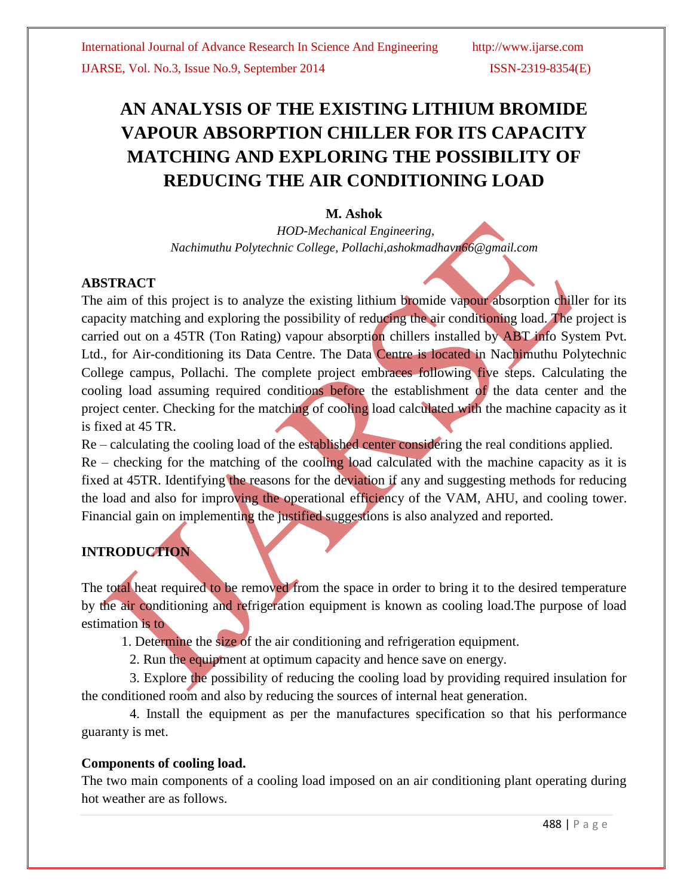# AN ANALYSIS OF THE EXISTING LITHIUM BROMIDE VAPOUR ABSORPTION CHILLER FOR ITS CAPACITY MATCHING AND EXPLORING THE POSSIBILITY OF REDUCING THE AIR CONDITIONING LOAD

**M. Ashok**

*HOD-Mechanical Engineering,*
*Nachimuthu Polytechnic College, Pollachi,ashokmadhavn66@gmail.com*

## ABSTRACT

The aim of this project is to analyze the existing lithium bromide vapour absorption chiller for its capacity matching and exploring the possibility of reducing the air conditioning load. The project is carried out on a 45TR (Ton Rating) vapour absorption chillers installed by ABT info System Pvt. Ltd., for Air-conditioning its Data Centre. The Data Centre is located in Nachimuthu Polytechnic College campus, Pollachi. The complete project embraces following five steps. Calculating the cooling load assuming required conditions before the establishment of the data center and the project center. Checking for the matching of cooling load calculated with the machine capacity as it is fixed at 45 TR.

Re – calculating the cooling load of the established center considering the real conditions applied.

Re – checking for the matching of the cooling load calculated with the machine capacity as it is fixed at 45TR. Identifying the reasons for the deviation if any and suggesting methods for reducing the load and also for improving the operational efficiency of the VAM, AHU, and cooling tower. Financial gain on implementing the justified suggestions is also analyzed and reported.

## INTRODUCTION

The total heat required to be removed from the space in order to bring it to the desired temperature by the air conditioning and refrigeration equipment is known as cooling load.The purpose of load estimation is to

1. Determine the size of the air conditioning and refrigeration equipment.
2. Run the equipment at optimum capacity and hence save on energy.
3. Explore the possibility of reducing the cooling load by providing required insulation for the conditioned room and also by reducing the sources of internal heat generation.
4. Install the equipment as per the manufactures specification so that his performance guaranty is met.

### Components of cooling load.

The two main components of a cooling load imposed on an air conditioning plant operating during hot weather are as follows.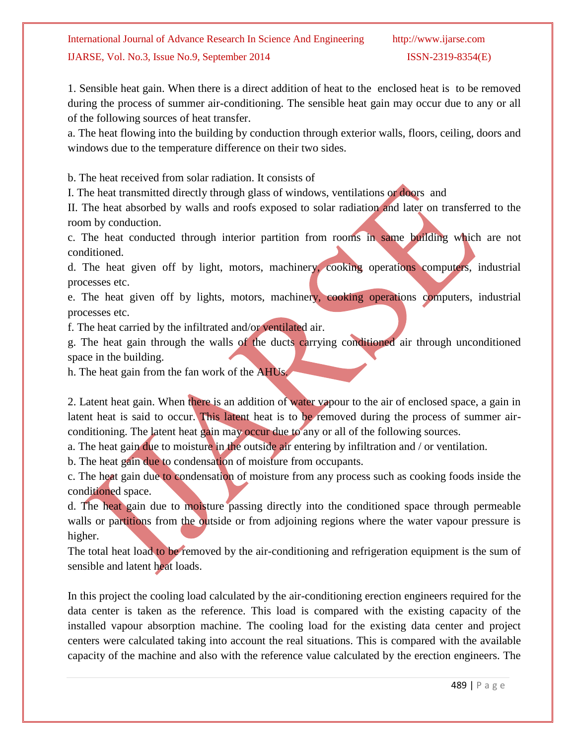1. Sensible heat gain. When there is a direct addition of heat to the enclosed heat is to be removed during the process of summer air-conditioning. The sensible heat gain may occur due to any or all of the following sources of heat transfer.

a. The heat flowing into the building by conduction through exterior walls, floors, ceiling, doors and windows due to the temperature difference on their two sides.

b. The heat received from solar radiation. It consists of

I. The heat transmitted directly through glass of windows, ventilations or doors and

II. The heat absorbed by walls and roofs exposed to solar radiation and later on transferred to the room by conduction.

c. The heat conducted through interior partition from rooms in same building which are not conditioned.

d. The heat given off by light, motors, machinery, cooking operations computers, industrial processes etc.

e. The heat given off by lights, motors, machinery, cooking operations computers, industrial processes etc.

f. The heat carried by the infiltrated and/or ventilated air.

g. The heat gain through the walls of the ducts carrying conditioned air through unconditioned space in the building.

h. The heat gain from the fan work of the AHUs.

2. Latent heat gain. When there is an addition of water vapour to the air of enclosed space, a gain in latent heat is said to occur. This latent heat is to be removed during the process of summer air-conditioning. The latent heat gain may occur due to any or all of the following sources.

a. The heat gain due to moisture in the outside air entering by infiltration and / or ventilation.

b. The heat gain due to condensation of moisture from occupants.

c. The heat gain due to condensation of moisture from any process such as cooking foods inside the conditioned space.

d. The heat gain due to moisture passing directly into the conditioned space through permeable walls or partitions from the outside or from adjoining regions where the water vapour pressure is higher.

The total heat load to be removed by the air-conditioning and refrigeration equipment is the sum of sensible and latent heat loads.

In this project the cooling load calculated by the air-conditioning erection engineers required for the data center is taken as the reference. This load is compared with the existing capacity of the installed vapour absorption machine. The cooling load for the existing data center and project centers were calculated taking into account the real situations. This is compared with the available capacity of the machine and also with the reference value calculated by the erection engineers. The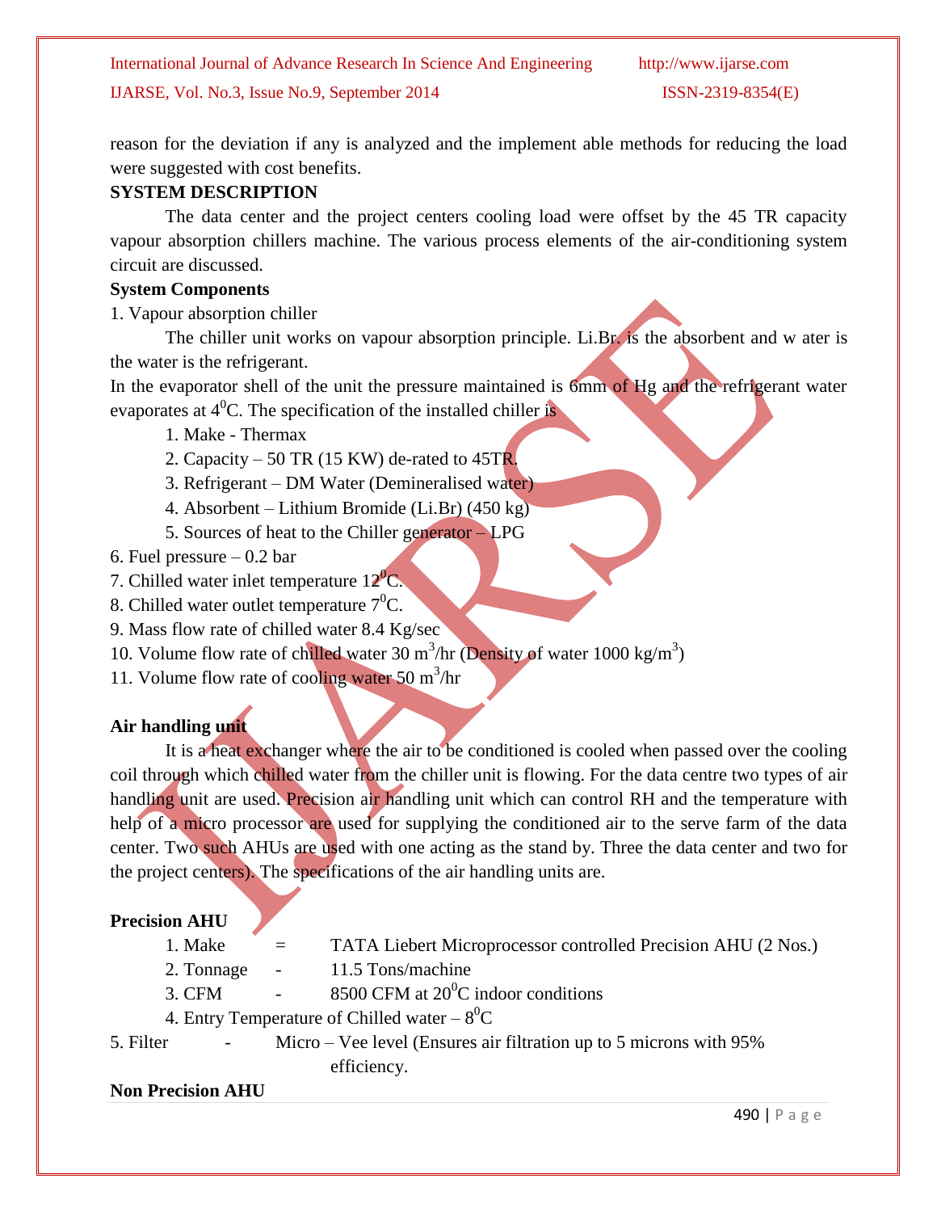reason for the deviation if any is analyzed and the implement able methods for reducing the load were suggested with cost benefits.

## SYSTEM DESCRIPTION

The data center and the project centers cooling load were offset by the 45 TR capacity vapour absorption chillers machine. The various process elements of the air-conditioning system circuit are discussed.

### System Components

1. Vapour absorption chiller

The chiller unit works on vapour absorption principle. Li.Br. is the absorbent and w ater is the water is the refrigerant.

In the evaporator shell of the unit the pressure maintained is 6mm of Hg and the refrigerant water evaporates at $4^0$C. The specification of the installed chiller is

1. Make - Thermax
2. Capacity – 50 TR (15 KW) de-rated to 45TR.
3. Refrigerant – DM Water (Demineralised water)
4. Absorbent – Lithium Bromide (Li.Br) (450 kg)
5. Sources of heat to the Chiller generator – LPG
6. Fuel pressure – 0.2 bar
7. Chilled water inlet temperature $12^0$C.
8. Chilled water outlet temperature $7^0$C.
9. Mass flow rate of chilled water 8.4 Kg/sec
10. Volume flow rate of chilled water 30 $m^3$/hr (Density of water 1000 kg/$m^3$)
11. Volume flow rate of cooling water 50 $m^3$/hr

### Air handling unit

It is a heat exchanger where the air to be conditioned is cooled when passed over the cooling coil through which chilled water from the chiller unit is flowing. For the data centre two types of air handling unit are used. Precision air handling unit which can control RH and the temperature with help of a micro processor are used for supplying the conditioned air to the serve farm of the data center. Two such AHUs are used with one acting as the stand by. Three the data center and two for the project centers). The specifications of the air handling units are.

### Precision AHU

1. Make = TATA Liebert Microprocessor controlled Precision AHU (2 Nos.)
2. Tonnage - 11.5 Tons/machine
3. CFM - 8500 CFM at $20^0$C indoor conditions
4. Entry Temperature of Chilled water – $8^0$C
5. Filter - Micro – Vee level (Ensures air filtration up to 5 microns with 95% efficiency.

### Non Precision AHU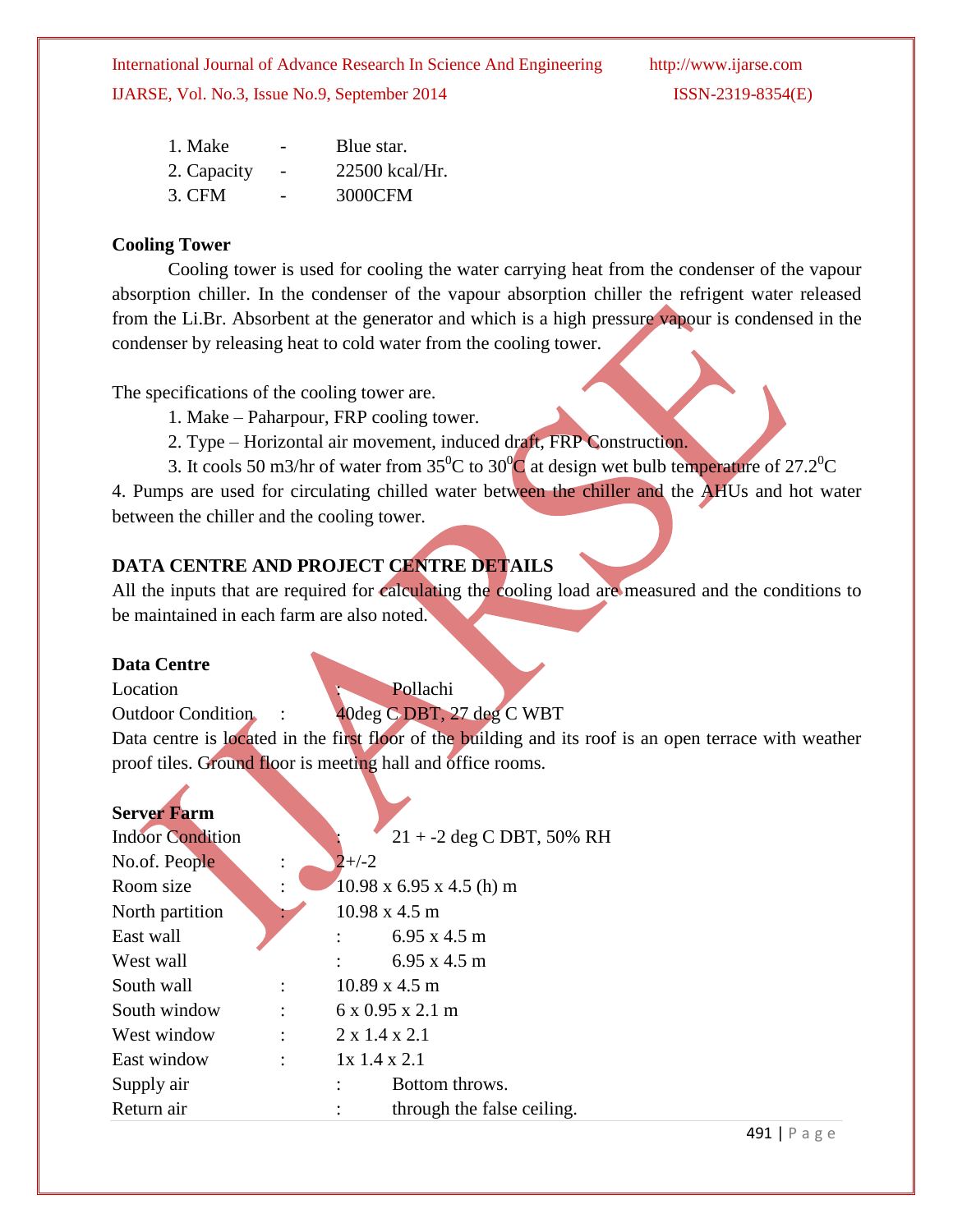1. Make - Blue star.
2. Capacity - 22500 kcal/Hr.
3. CFM - 3000CFM

**Cooling Tower**

Cooling tower is used for cooling the water carrying heat from the condenser of the vapour absorption chiller. In the condenser of the vapour absorption chiller the refrigent water released from the Li.Br. Absorbent at the generator and which is a high pressure vapour is condensed in the condenser by releasing heat to cold water from the cooling tower.

The specifications of the cooling tower are.

1. Make – Paharpour, FRP cooling tower.
2. Type – Horizontal air movement, induced draft, FRP Construction.
3. It cools 50 m3/hr of water from $35^0$C to $30^0$C at design wet bulb temperature of $27.2^0$C

4. Pumps are used for circulating chilled water between the chiller and the AHUs and hot water between the chiller and the cooling tower.

**DATA CENTRE AND PROJECT CENTRE DETAILS**

All the inputs that are required for calculating the cooling load are measured and the conditions to be maintained in each farm are also noted.

**Data Centre**

Location : Pollachi

Outdoor Condition : 40deg C DBT, 27 deg C WBT

Data centre is located in the first floor of the building and its roof is an open terrace with weather proof tiles. Ground floor is meeting hall and office rooms.

**Server Farm**

Indoor Condition : 21 + -2 deg C DBT, 50% RH

No.of. People : 2+/-2

Room size : 10.98 x 6.95 x 4.5 (h) m

North partition : 10.98 x 4.5 m

East wall : 6.95 x 4.5 m

West wall : 6.95 x 4.5 m

South wall : 10.89 x 4.5 m

South window : 6 x 0.95 x 2.1 m

West window : 2 x 1.4 x 2.1

East window : 1x 1.4 x 2.1

Supply air : Bottom throws.

Return air : through the false ceiling.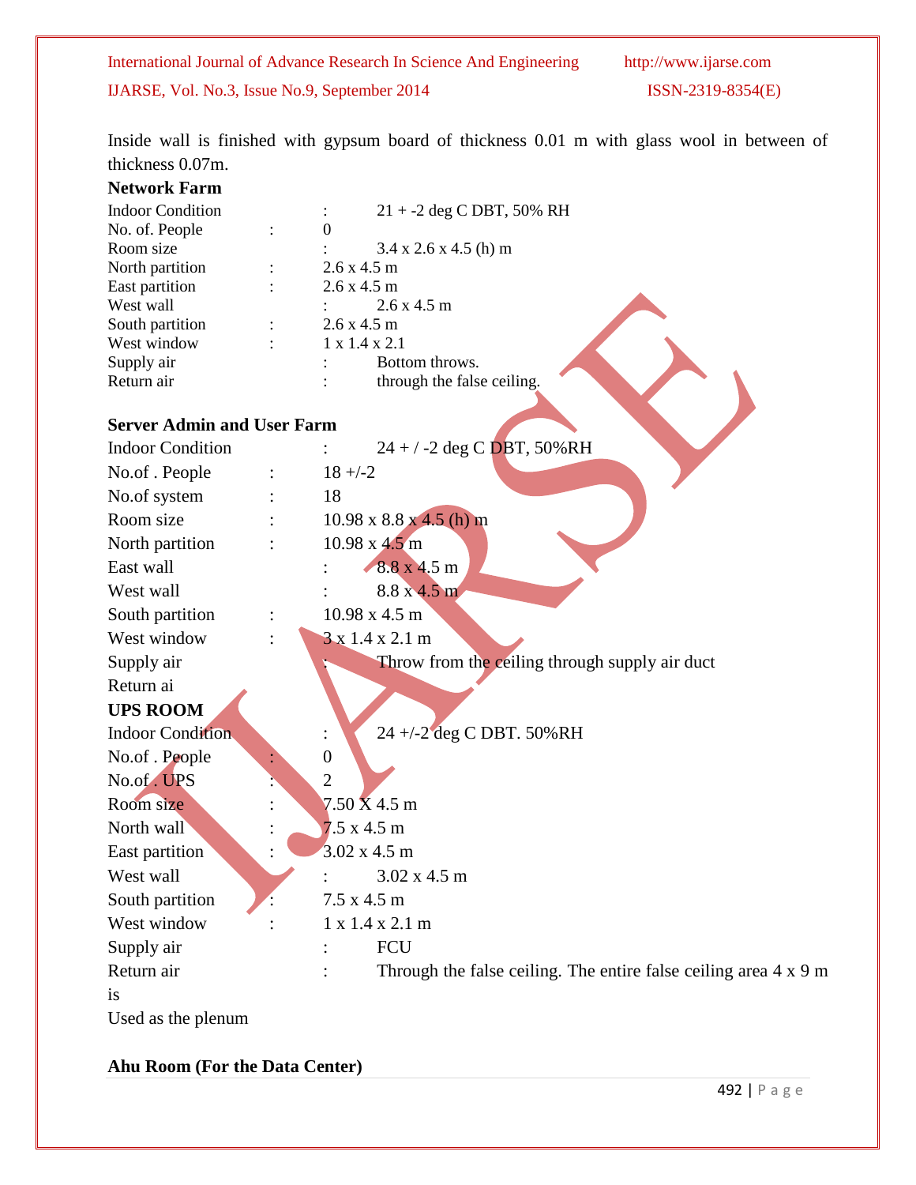Inside wall is finished with gypsum board of thickness 0.01 m with glass wool in between of thickness 0.07m.

**Network Farm**

| | | |
|---|---|---|
| Indoor Condition | : | 21 + -2 deg C DBT, 50% RH |
| No. of. People | : | 0 |
| Room size | : | 3.4 x 2.6 x 4.5 (h) m |
| North partition | : | 2.6 x 4.5 m |
| East partition | : | 2.6 x 4.5 m |
| West wall | : | 2.6 x 4.5 m |
| South partition | : | 2.6 x 4.5 m |
| West window | : | 1 x 1.4 x 2.1 |
| Supply air | : | Bottom throws. |
| Return air | : | through the false ceiling. |

**Server Admin and User Farm**

| | | |
|---|---|---|
| Indoor Condition | : | 24 + / -2 deg C DBT, 50%RH |
| No.of . People | : | 18 +/-2 |
| No.of system | : | 18 |
| Room size | : | 10.98 x 8.8 x 4.5 (h) m |
| North partition | : | 10.98 x 4.5 m |
| East wall | : | 8.8 x 4.5 m |
| West wall | : | 8.8 x 4.5 m |
| South partition | : | 10.98 x 4.5 m |
| West window | : | 3 x 1.4 x 2.1 m |
| Supply air | : | Throw from the ceiling through supply air duct |
| Return ai | | |

**UPS ROOM**

| | | |
|---|---|---|
| Indoor Condition | : | 24 +/-2 deg C DBT. 50%RH |
| No.of . People | : | 0 |
| No.of . UPS | : | 2 |
| Room size | : | 7.50 X 4.5 m |
| North wall | : | 7.5 x 4.5 m |
| East partition | : | 3.02 x 4.5 m |
| West wall | : | 3.02 x 4.5 m |
| South partition | : | 7.5 x 4.5 m |
| West window | : | 1 x 1.4 x 2.1 m |
| Supply air | : | FCU |
| Return air | : | Through the false ceiling. The entire false ceiling area 4 x 9 m is |

Used as the plenum

**Ahu Room (For the Data Center)**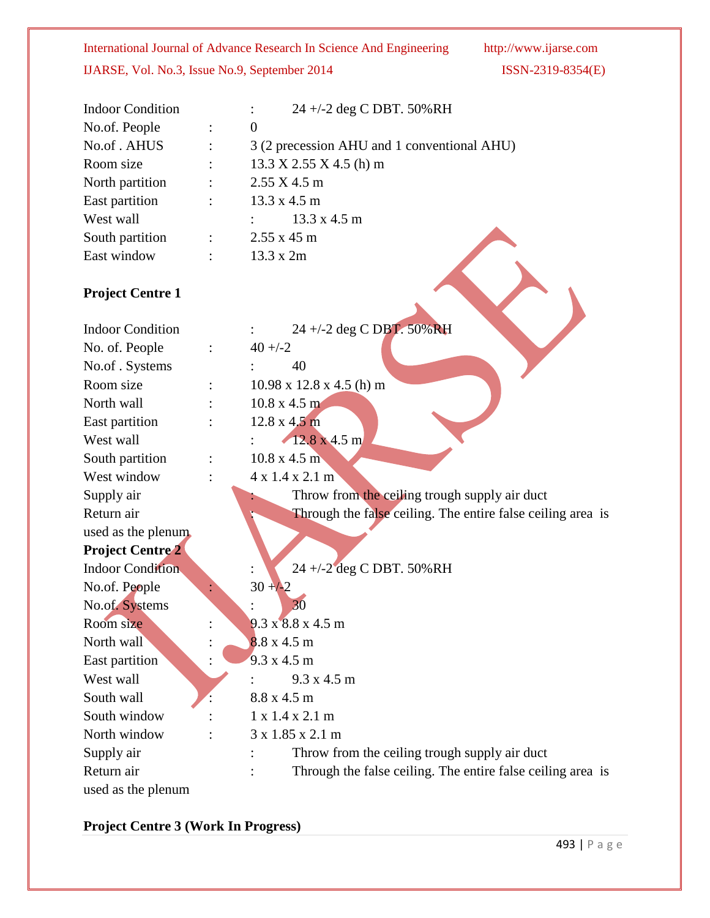Indoor Condition : 24 +/-2 deg C DBT. 50%RH
No.of. People : 0
No.of . AHUS : 3 (2 precession AHU and 1 conventional AHU)
Room size : 13.3 X 2.55 X 4.5 (h) m
North partition : 2.55 X 4.5 m
East partition : 13.3 x 4.5 m
West wall : 13.3 x 4.5 m
South partition : 2.55 x 45 m
East window : 13.3 x 2m

**Project Centre 1**

Indoor Condition : 24 +/-2 deg C DBT. 50%RH
No. of. People : 40 +/-2
No.of . Systems : 40
Room size : 10.98 x 12.8 x 4.5 (h) m
North wall : 10.8 x 4.5 m
East partition : 12.8 x 4.5 m
West wall : 12.8 x 4.5 m
South partition : 10.8 x 4.5 m
West window : 4 x 1.4 x 2.1 m
Supply air : Throw from the ceiling trough supply air duct
Return air : Through the false ceiling. The entire false ceiling area is used as the plenum

**Project Centre 2**

Indoor Condition : 24 +/-2 deg C DBT. 50%RH
No.of. People : 30 +/-2
No.of. Systems : 30
Room size : 9.3 x 8.8 x 4.5 m
North wall : 8.8 x 4.5 m
East partition : 9.3 x 4.5 m
West wall : 9.3 x 4.5 m
South wall : 8.8 x 4.5 m
South window : 1 x 1.4 x 2.1 m
North window : 3 x 1.85 x 2.1 m
Supply air : Throw from the ceiling trough supply air duct
Return air : Through the false ceiling. The entire false ceiling area is used as the plenum

**Project Centre 3 (Work In Progress)**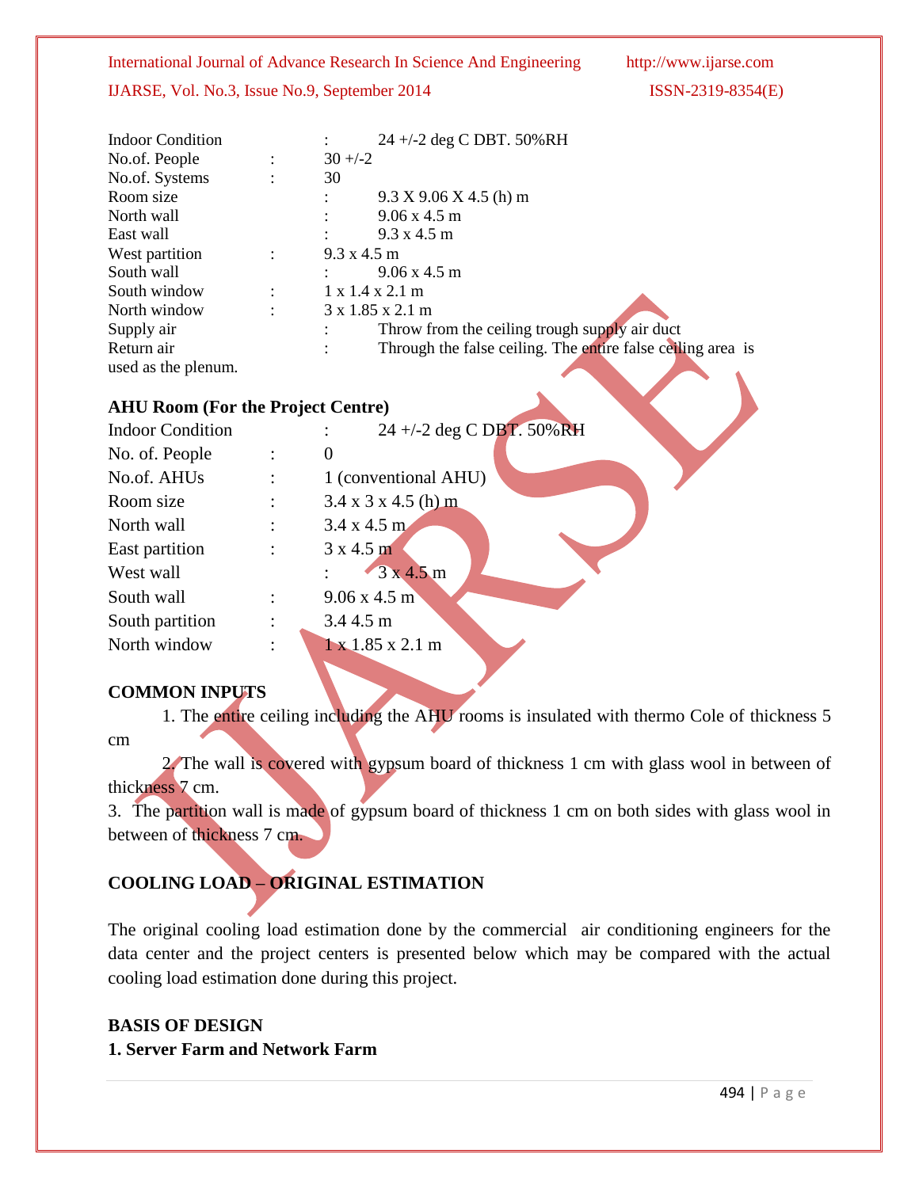| | | |
|---|---|---|
| Indoor Condition | : | 24 +/-2 deg C DBT. 50%RH |
| No.of. People | : | 30 +/-2 |
| No.of. Systems | : | 30 |
| Room size | : | 9.3 X 9.06 X 4.5 (h) m |
| North wall | : | 9.06 x 4.5 m |
| East wall | : | 9.3 x 4.5 m |
| West partition | : | 9.3 x 4.5 m |
| South wall | : | 9.06 x 4.5 m |
| South window | : | 1 x 1.4 x 2.1 m |
| North window | : | 3 x 1.85 x 2.1 m |
| Supply air | : | Throw from the ceiling trough supply air duct |
| Return air | : | Through the false ceiling. The entire false ceiling area is used as the plenum. |

### AHU Room (For the Project Centre)

| | | |
|---|---|---|
| Indoor Condition | : | 24 +/-2 deg C DBT. 50%RH |
| No. of. People | : | 0 |
| No.of. AHUs | : | 1 (conventional AHU) |
| Room size | : | 3.4 x 3 x 4.5 (h) m |
| North wall | : | 3.4 x 4.5 m |
| East partition | : | 3 x 4.5 m |
| West wall | : | 3 x 4.5 m |
| South wall | : | 9.06 x 4.5 m |
| South partition | : | 3.4 4.5 m |
| North window | : | 1 x 1.85 x 2.1 m |

### COMMON INPUTS

1. The entire ceiling including the AHU rooms is insulated with thermo Cole of thickness 5 cm
2. The wall is covered with gypsum board of thickness 1 cm with glass wool in between of thickness 7 cm.
3. The partition wall is made of gypsum board of thickness 1 cm on both sides with glass wool in between of thickness 7 cm.

## COOLING LOAD – ORIGINAL ESTIMATION

The original cooling load estimation done by the commercial air conditioning engineers for the data center and the project centers is presented below which may be compared with the actual cooling load estimation done during this project.

### BASIS OF DESIGN

**1. Server Farm and Network Farm**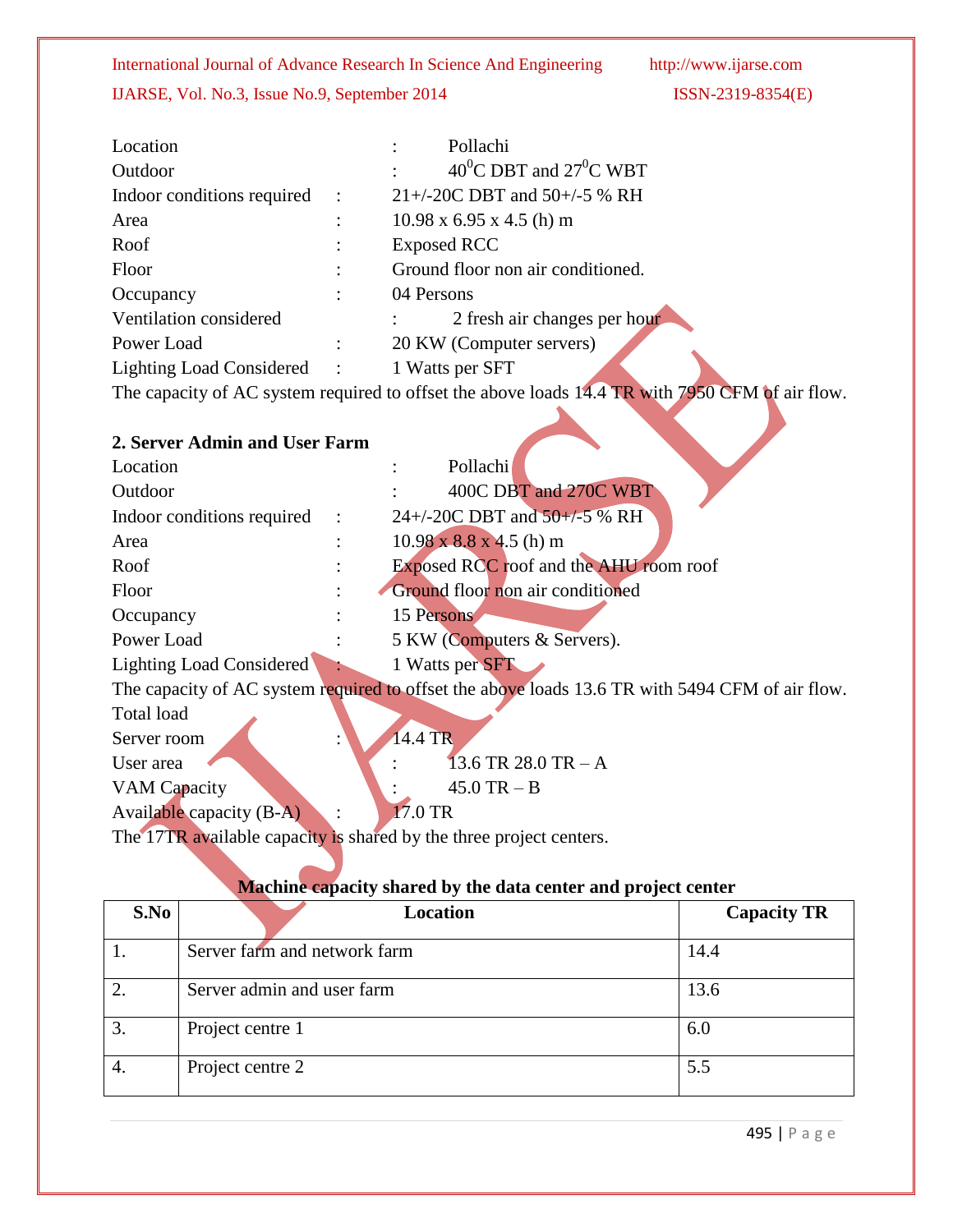Location : Pollachi

Outdoor : $40^0$C DBT and $27^0$C WBT

Indoor conditions required : 21+/-20C DBT and 50+/-5 % RH

Area : 10.98 x 6.95 x 4.5 (h) m

Roof : Exposed RCC

Floor : Ground floor non air conditioned.

Occupancy : 04 Persons

Ventilation considered : 2 fresh air changes per hour

Power Load : 20 KW (Computer servers)

Lighting Load Considered : 1 Watts per SFT

The capacity of AC system required to offset the above loads 14.4 TR with 7950 CFM of air flow.

**2. Server Admin and User Farm**

Location : Pollachi

Outdoor : 400C DBT and 270C WBT

Indoor conditions required : 24+/-20C DBT and 50+/-5 % RH

Area : 10.98 x 8.8 x 4.5 (h) m

Roof : Exposed RCC roof and the AHU room roof

Floor : Ground floor non air conditioned

Occupancy : 15 Persons

Power Load : 5 KW (Computers & Servers).

Lighting Load Considered : 1 Watts per SFT

The capacity of AC system required to offset the above loads 13.6 TR with 5494 CFM of air flow.

Total load

Server room : 14.4 TR

User area : 13.6 TR 28.0 TR – A

VAM Capacity : 45.0 TR – B

Available capacity (B-A) : 17.0 TR

The 17TR available capacity is shared by the three project centers.

**Machine capacity shared by the data center and project center**

| S.No | Location | Capacity TR |
|---|---|---|
| 1. | Server farm and network farm | 14.4 |
| 2. | Server admin and user farm | 13.6 |
| 3. | Project centre 1 | 6.0 |
| 4. | Project centre 2 | 5.5 |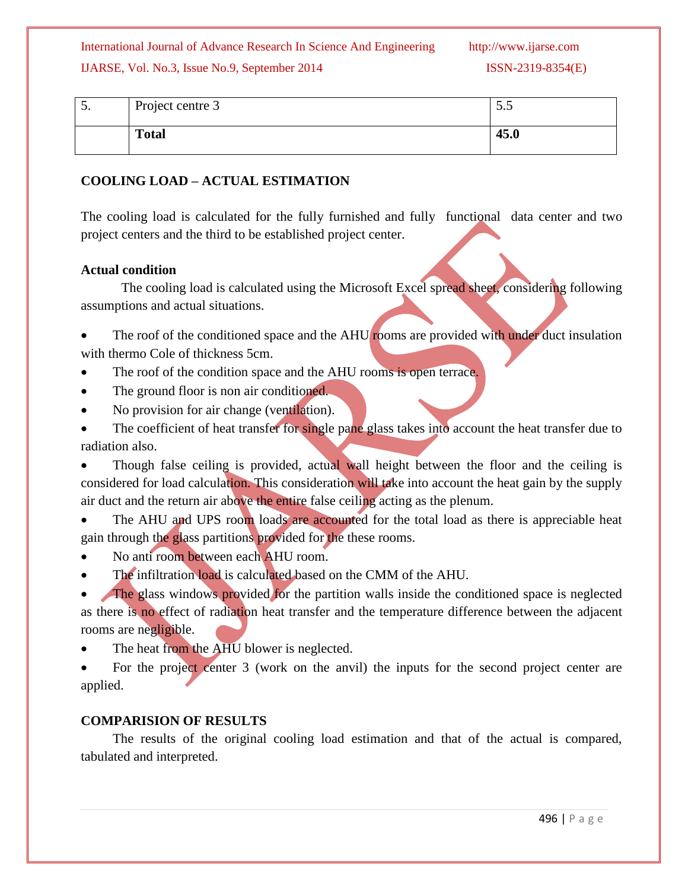| 5. | Project centre 3 | 5.5 |
|---|---|---|
| | **Total** | **45.0** |

## COOLING LOAD – ACTUAL ESTIMATION

The cooling load is calculated for the fully furnished and fully functional data center and two project centers and the third to be established project center.

### Actual condition

The cooling load is calculated using the Microsoft Excel spread sheet, considering following assumptions and actual situations.

- The roof of the conditioned space and the AHU rooms are provided with under duct insulation with thermo Cole of thickness 5cm.
- The roof of the condition space and the AHU rooms is open terrace.
- The ground floor is non air conditioned.
- No provision for air change (ventilation).
- The coefficient of heat transfer for single pane glass takes into account the heat transfer due to radiation also.
- Though false ceiling is provided, actual wall height between the floor and the ceiling is considered for load calculation. This consideration will take into account the heat gain by the supply air duct and the return air above the entire false ceiling acting as the plenum.
- The AHU and UPS room loads are accounted for the total load as there is appreciable heat gain through the glass partitions provided for the these rooms.
- No anti room between each AHU room.
- The infiltration load is calculated based on the CMM of the AHU.
- The glass windows provided for the partition walls inside the conditioned space is neglected as there is no effect of radiation heat transfer and the temperature difference between the adjacent rooms are negligible.
- The heat from the AHU blower is neglected.
- For the project center 3 (work on the anvil) the inputs for the second project center are applied.

## COMPARISION OF RESULTS

The results of the original cooling load estimation and that of the actual is compared, tabulated and interpreted.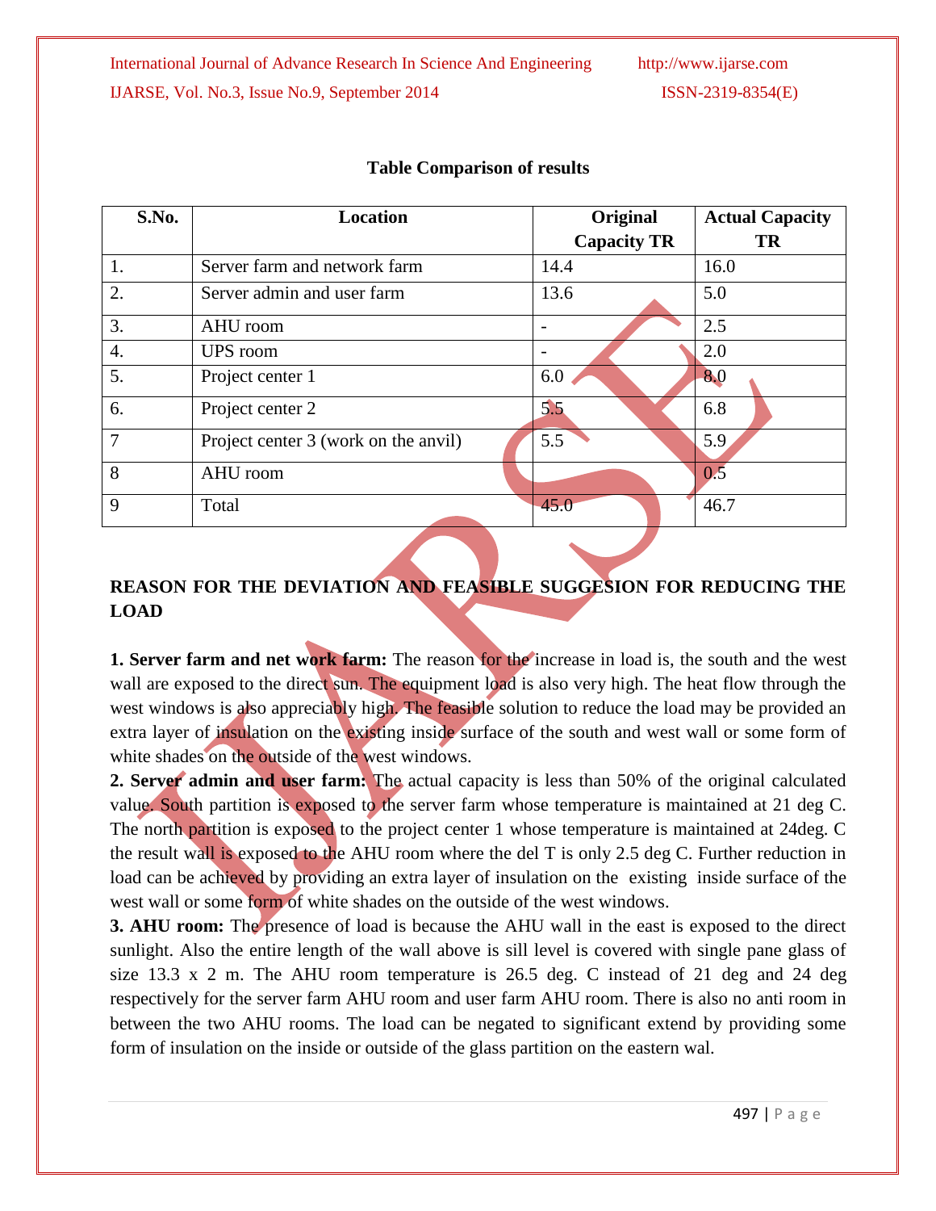**Table Comparison of results**

| S.No. | Location | Original Capacity TR | Actual Capacity TR |
|---|---|---|---|
| 1. | Server farm and network farm | 14.4 | 16.0 |
| 2. | Server admin and user farm | 13.6 | 5.0 |
| 3. | AHU room | - | 2.5 |
| 4. | UPS room | - | 2.0 |
| 5. | Project center 1 | 6.0 | 8.0 |
| 6. | Project center 2 | 5.5 | 6.8 |
| 7 | Project center 3 (work on the anvil) | 5.5 | 5.9 |
| 8 | AHU room | | 0.5 |
| 9 | Total | 45.0 | 46.7 |

## REASON FOR THE DEVIATION AND FEASIBLE SUGGESION FOR REDUCING THE LOAD

**1. Server farm and net work farm:** The reason for the increase in load is, the south and the west wall are exposed to the direct sun. The equipment load is also very high. The heat flow through the west windows is also appreciably high. The feasible solution to reduce the load may be provided an extra layer of insulation on the existing inside surface of the south and west wall or some form of white shades on the outside of the west windows.

**2. Server admin and user farm:** The actual capacity is less than 50% of the original calculated value. South partition is exposed to the server farm whose temperature is maintained at 21 deg C. The north partition is exposed to the project center 1 whose temperature is maintained at 24deg. C the result wall is exposed to the AHU room where the del T is only 2.5 deg C. Further reduction in load can be achieved by providing an extra layer of insulation on the existing inside surface of the west wall or some form of white shades on the outside of the west windows.

**3. AHU room:** The presence of load is because the AHU wall in the east is exposed to the direct sunlight. Also the entire length of the wall above is sill level is covered with single pane glass of size 13.3 x 2 m. The AHU room temperature is 26.5 deg. C instead of 21 deg and 24 deg respectively for the server farm AHU room and user farm AHU room. There is also no anti room in between the two AHU rooms. The load can be negated to significant extend by providing some form of insulation on the inside or outside of the glass partition on the eastern wal.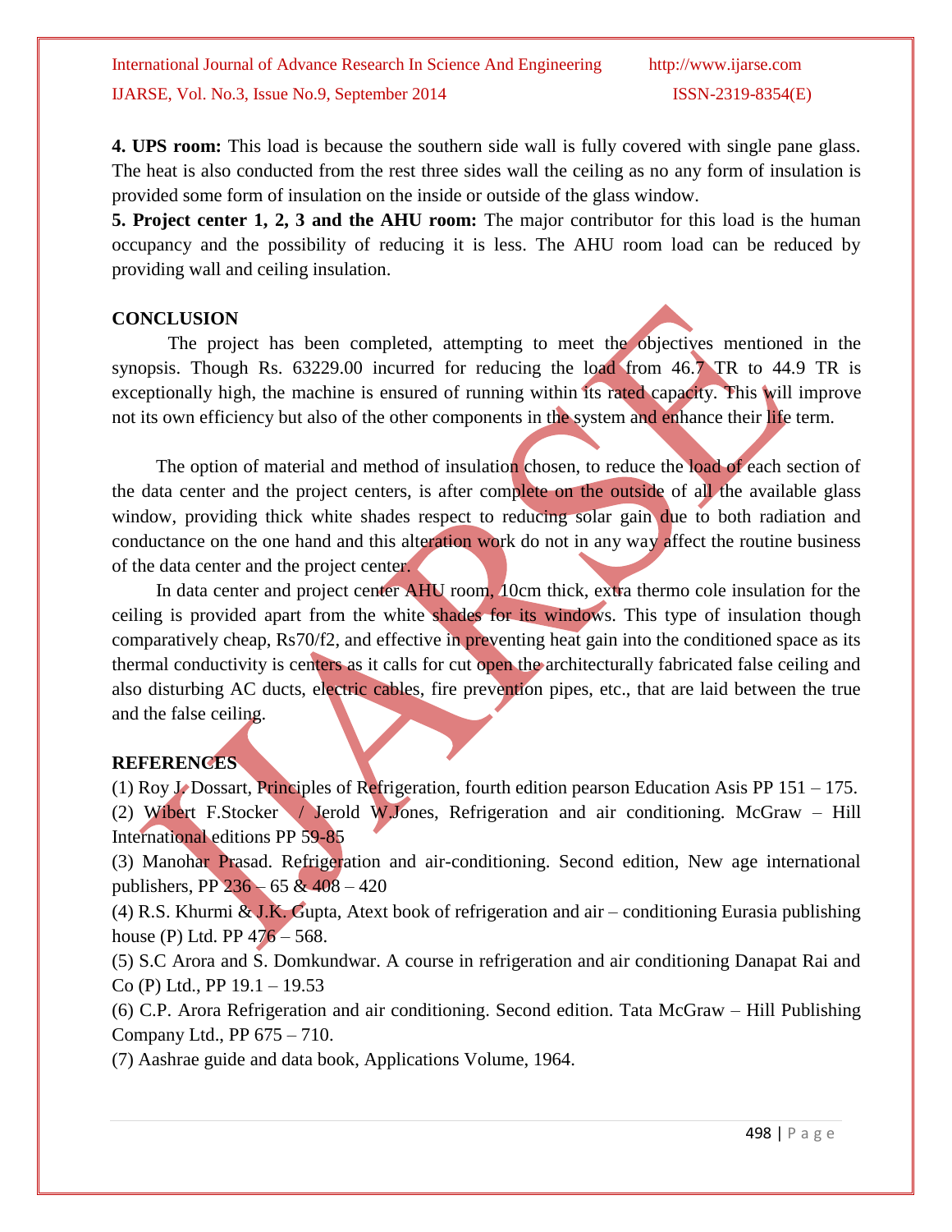**4. UPS room:** This load is because the southern side wall is fully covered with single pane glass. The heat is also conducted from the rest three sides wall the ceiling as no any form of insulation is provided some form of insulation on the inside or outside of the glass window.

**5. Project center 1, 2, 3 and the AHU room:** The major contributor for this load is the human occupancy and the possibility of reducing it is less. The AHU room load can be reduced by providing wall and ceiling insulation.

## CONCLUSION

The project has been completed, attempting to meet the objectives mentioned in the synopsis. Though Rs. 63229.00 incurred for reducing the load from 46.7 TR to 44.9 TR is exceptionally high, the machine is ensured of running within its rated capacity. This will improve not its own efficiency but also of the other components in the system and enhance their life term.

The option of material and method of insulation chosen, to reduce the load of each section of the data center and the project centers, is after complete on the outside of all the available glass window, providing thick white shades respect to reducing solar gain due to both radiation and conductance on the one hand and this alteration work do not in any way affect the routine business of the data center and the project center.

In data center and project center AHU room, 10cm thick, extra thermo cole insulation for the ceiling is provided apart from the white shades for its windows. This type of insulation though comparatively cheap, Rs70/f2, and effective in preventing heat gain into the conditioned space as its thermal conductivity is centers as it calls for cut open the architecturally fabricated false ceiling and also disturbing AC ducts, electric cables, fire prevention pipes, etc., that are laid between the true and the false ceiling.

## REFERENCES

(1) Roy J. Dossart, Principles of Refrigeration, fourth edition pearson Education Asis PP 151 – 175.

(2) Wibert F.Stocker / Jerold W.Jones, Refrigeration and air conditioning. McGraw – Hill International editions PP 59-85

(3) Manohar Prasad. Refrigeration and air-conditioning. Second edition, New age international publishers, PP 236 – 65 & 408 – 420

(4) R.S. Khurmi & J.K. Gupta, Atext book of refrigeration and air – conditioning Eurasia publishing house (P) Ltd. PP 476 – 568.

(5) S.C Arora and S. Domkundwar. A course in refrigeration and air conditioning Danapat Rai and Co (P) Ltd., PP 19.1 – 19.53

(6) C.P. Arora Refrigeration and air conditioning. Second edition. Tata McGraw – Hill Publishing Company Ltd., PP 675 – 710.

(7) Aashrae guide and data book, Applications Volume, 1964.